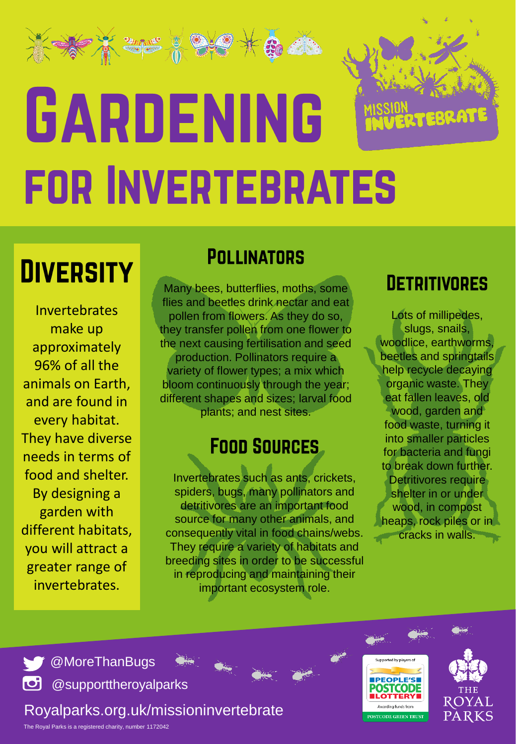# Gardening for Invertebrates

MISSION INVERTEBRATE

## Diversity

Invertebrates make up approximately 96% of all the animals on Earth, and are found in every habitat. They have diverse needs in terms of food and shelter. By designing a garden with different habitats, you will attract a greater range of invertebrates.

## Pollinators

Many bees, butterflies, moths, some flies and beetles drink nectar and eat pollen from flowers. As they do so, they transfer pollen from one flower to the next causing fertilisation and seed production. Pollinators require a variety of flower types; a mix which bloom continuously through the year; different shapes and sizes; larval food plants; and nest sites.

## Food Sources

Invertebrates such as ants, crickets, spiders, bugs, many pollinators and detritivores are an important food source for many other animals, and consequently vital in food chains/webs. They require a variety of habitats and breeding sites in order to be successful in reproducing and maintaining their important ecosystem role.

## Detritivores

Lots of millipedes, slugs, snails, woodlice, earthworms, beetles and springtails help recycle decaying organic waste. They eat fallen leaves, old wood, garden and food waste, turning it into smaller particles for bacteria and fungi to break down further. Detritivores require shelter in or under wood, in compost heaps, rock piles or in cracks in walls.

@MoreThanBugs

@supporttheroyalparks

Royalparks.org.uk/missioninvertebrate

The Royal Parks is a registered charity, number 1172042

Supported by players of PEOPLE'S POSTCODE LOTTERY. Awarding funds from POSTCODE GREEN TRUST

THE ROYAL PARKS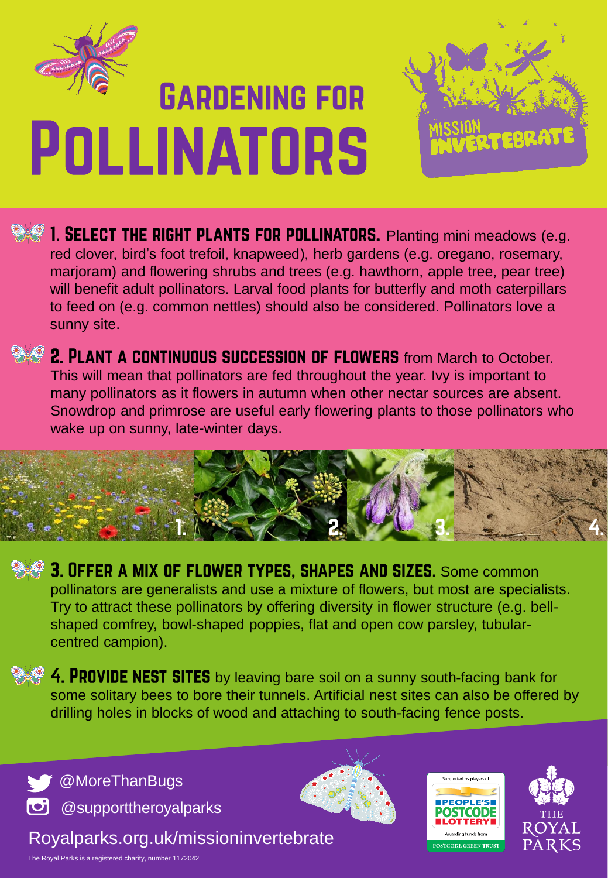# Gardening for Pollinators

Mission Invertebrate

**1. Select the right plants for pollinators.** Planting mini meadows (e.g. red clover, bird's foot trefoil, knapweed), herb gardens (e.g. oregano, rosemary, marjoram) and flowering shrubs and trees (e.g. hawthorn, apple tree, pear tree) will benefit adult pollinators. Larval food plants for butterfly and moth caterpillars to feed on (e.g. common nettles) should also be considered. Pollinators love a sunny site.

**2. Plant a continuous succession of flowers** from March to October. This will mean that pollinators are fed throughout the year. Ivy is important to many pollinators as it flowers in autumn when other nectar sources are absent. Snowdrop and primrose are useful early flowering plants to those pollinators who wake up on sunny, late-winter days.

1. 2. 3. 4.

**3. Offer a mix of flower types, shapes and sizes.** Some common pollinators are generalists and use a mixture of flowers, but most are specialists. Try to attract these pollinators by offering diversity in flower structure (e.g. bell-shaped comfrey, bowl-shaped poppies, flat and open cow parsley, tubular-centred campion).

**4. Provide nest sites** by leaving bare soil on a sunny south-facing bank for some solitary bees to bore their tunnels. Artificial nest sites can also be offered by drilling holes in blocks of wood and attaching to south-facing fence posts.

@MoreThanBugs

@supporttheroyalparks

Royalparks.org.uk/missioninvertebrate

Supported by players of People's Postcode Lottery. Awarding funds from Postcode Green Trust

The Royal Parks

The Royal Parks is a registered charity, number 1172042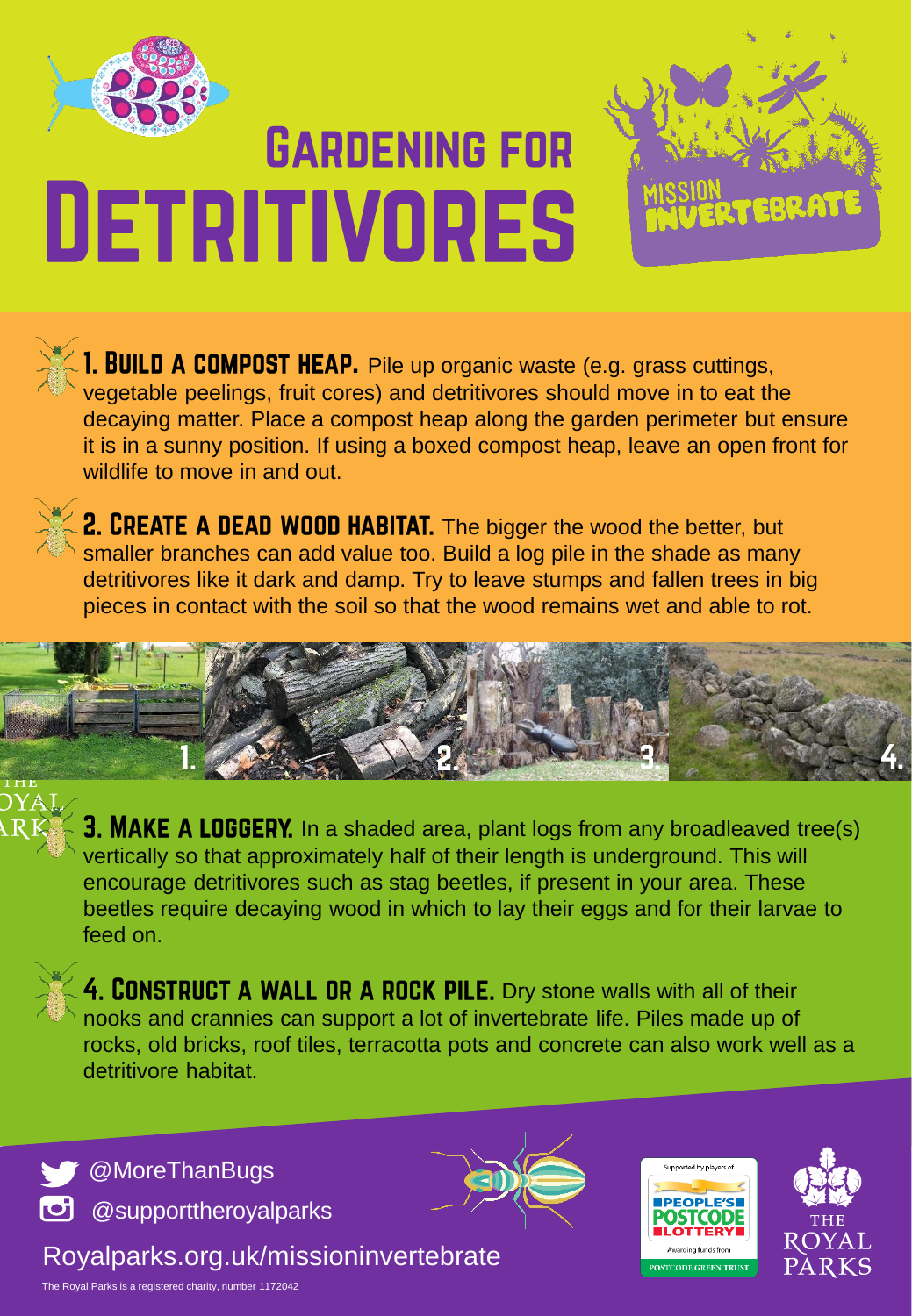# Gardening for Detritivores

Mission Invertebrate

**1. Build a compost heap.** Pile up organic waste (e.g. grass cuttings, vegetable peelings, fruit cores) and detritivores should move in to eat the decaying matter. Place a compost heap along the garden perimeter but ensure it is in a sunny position. If using a boxed compost heap, leave an open front for wildlife to move in and out.

**2. Create a dead wood habitat.** The bigger the wood the better, but smaller branches can add value too. Build a log pile in the shade as many detritivores like it dark and damp. Try to leave stumps and fallen trees in big pieces in contact with the soil so that the wood remains wet and able to rot.

1. 2. 3. 4.

**3. Make a loggery.** In a shaded area, plant logs from any broadleaved tree(s) vertically so that approximately half of their length is underground. This will encourage detritivores such as stag beetles, if present in your area. These beetles require decaying wood in which to lay their eggs and for their larvae to feed on.

**4. Construct a wall or a rock pile.** Dry stone walls with all of their nooks and crannies can support a lot of invertebrate life. Piles made up of rocks, old bricks, roof tiles, terracotta pots and concrete can also work well as a detritivore habitat.

@MoreThanBugs

@supporttheroyalparks

Royalparks.org.uk/missioninvertebrate

Supported by players of People's Postcode Lottery. Awarding funds from Postcode Green Trust

The Royal Parks

The Royal Parks is a registered charity, number 1172042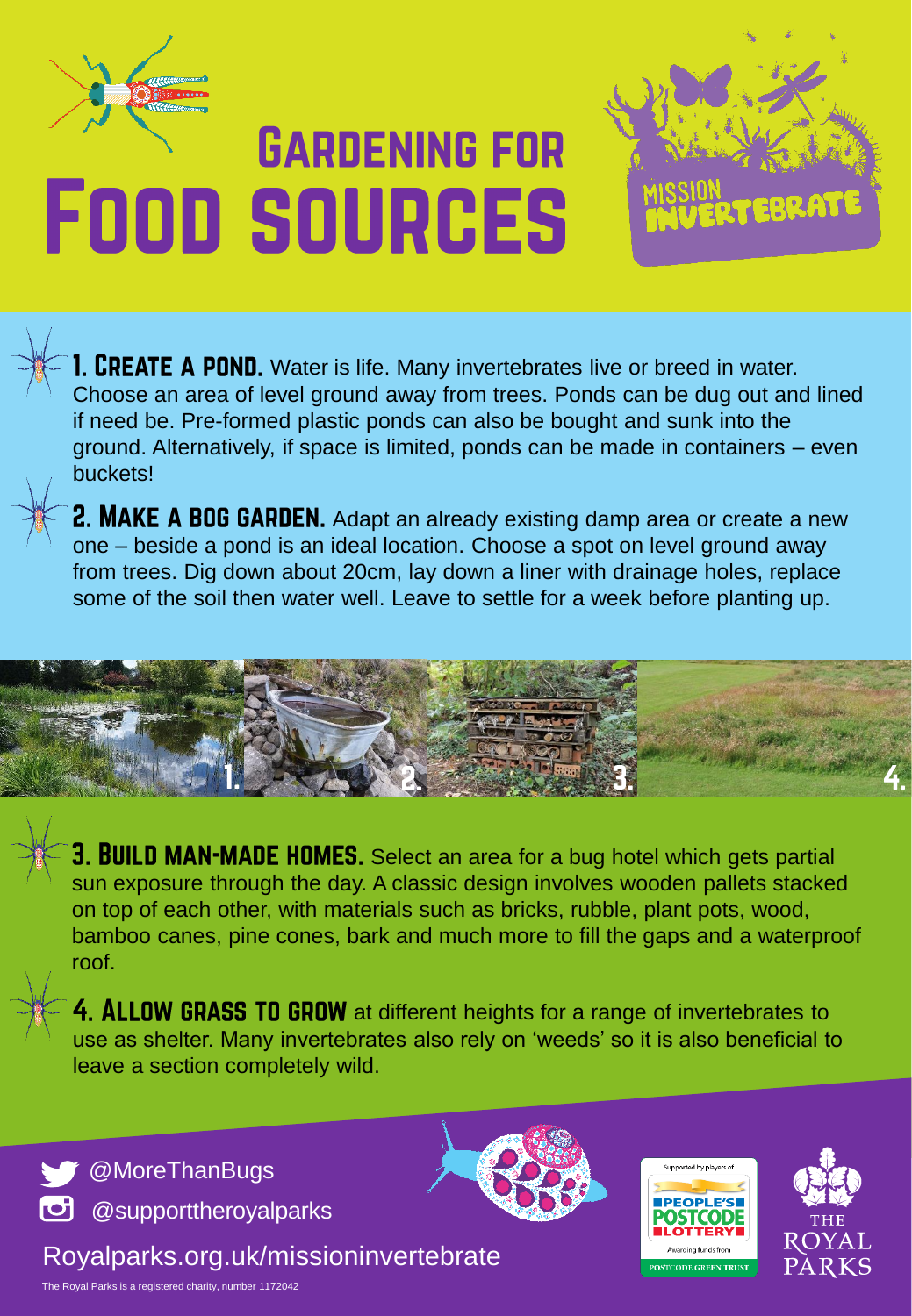# Gardening for Food Sources

MISSION INVERTEBRATE

**1. Create a pond.** Water is life. Many invertebrates live or breed in water. Choose an area of level ground away from trees. Ponds can be dug out and lined if need be. Pre-formed plastic ponds can also be bought and sunk into the ground. Alternatively, if space is limited, ponds can be made in containers – even buckets!

**2. Make a bog garden.** Adapt an already existing damp area or create a new one – beside a pond is an ideal location. Choose a spot on level ground away from trees. Dig down about 20cm, lay down a liner with drainage holes, replace some of the soil then water well. Leave to settle for a week before planting up.

1. 2. 3. 4.

**3. Build man-made homes.** Select an area for a bug hotel which gets partial sun exposure through the day. A classic design involves wooden pallets stacked on top of each other, with materials such as bricks, rubble, plant pots, wood, bamboo canes, pine cones, bark and much more to fill the gaps and a waterproof roof.

**4. Allow grass to grow** at different heights for a range of invertebrates to use as shelter. Many invertebrates also rely on 'weeds' so it is also beneficial to leave a section completely wild.

@MoreThanBugs

@supporttheroyalparks

Royalparks.org.uk/missioninvertebrate

Supported by players of PEOPLE'S POSTCODE LOTTERY
Awarding funds from POSTCODE GREEN TRUST

THE ROYAL PARKS

The Royal Parks is a registered charity, number 1172042